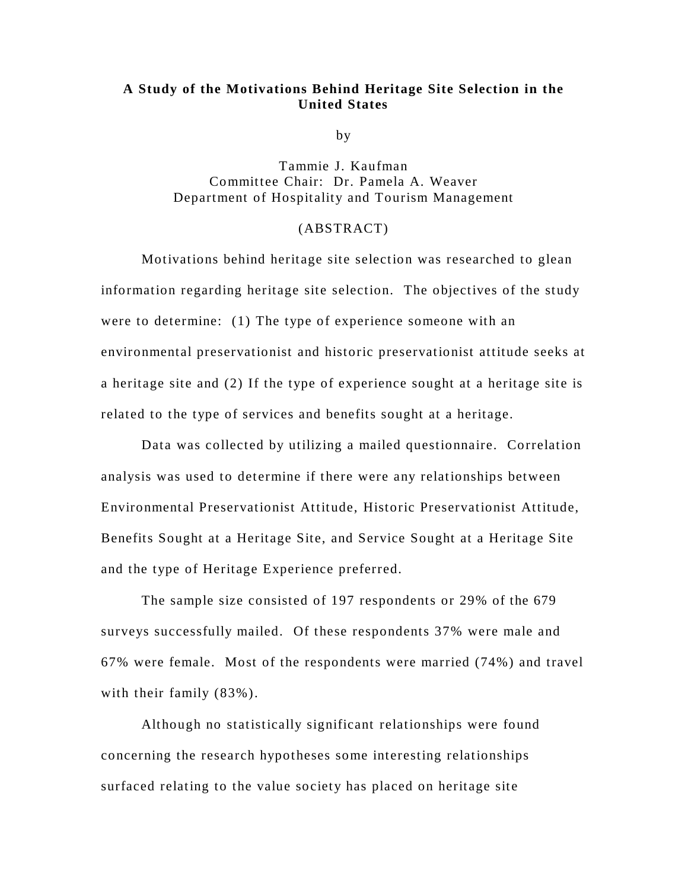**A Study of the Motivations Behind Heritage Site Selection in the United States**

by

Tammie J. Kaufman
Committee Chair: Dr. Pamela A. Weaver
Department of Hospitality and Tourism Management

(ABSTRACT)

Motivations behind heritage site selection was researched to glean information regarding heritage site selection. The objectives of the study were to determine: (1) The type of experience someone with an environmental preservationist and historic preservationist attitude seeks at a heritage site and (2) If the type of experience sought at a heritage site is related to the type of services and benefits sought at a heritage.

Data was collected by utilizing a mailed questionnaire. Correlation analysis was used to determine if there were any relationships between Environmental Preservationist Attitude, Historic Preservationist Attitude, Benefits Sought at a Heritage Site, and Service Sought at a Heritage Site and the type of Heritage Experience preferred.

The sample size consisted of 197 respondents or 29% of the 679 surveys successfully mailed. Of these respondents 37% were male and 67% were female. Most of the respondents were married (74%) and travel with their family (83%).

Although no statistically significant relationships were found concerning the research hypotheses some interesting relationships surfaced relating to the value society has placed on heritage site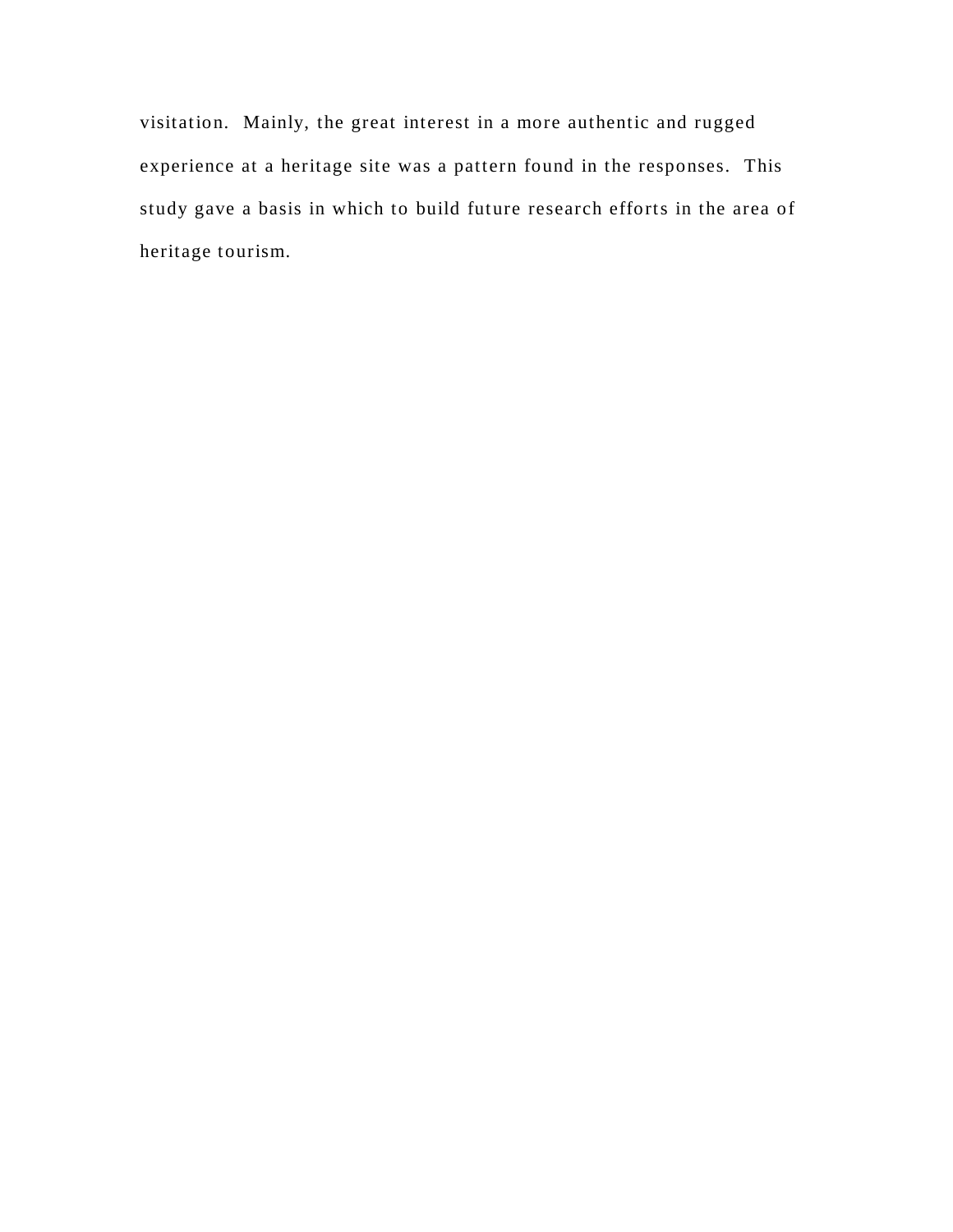visitation. Mainly, the great interest in a more authentic and rugged experience at a heritage site was a pattern found in the responses. This study gave a basis in which to build future research efforts in the area of heritage tourism.